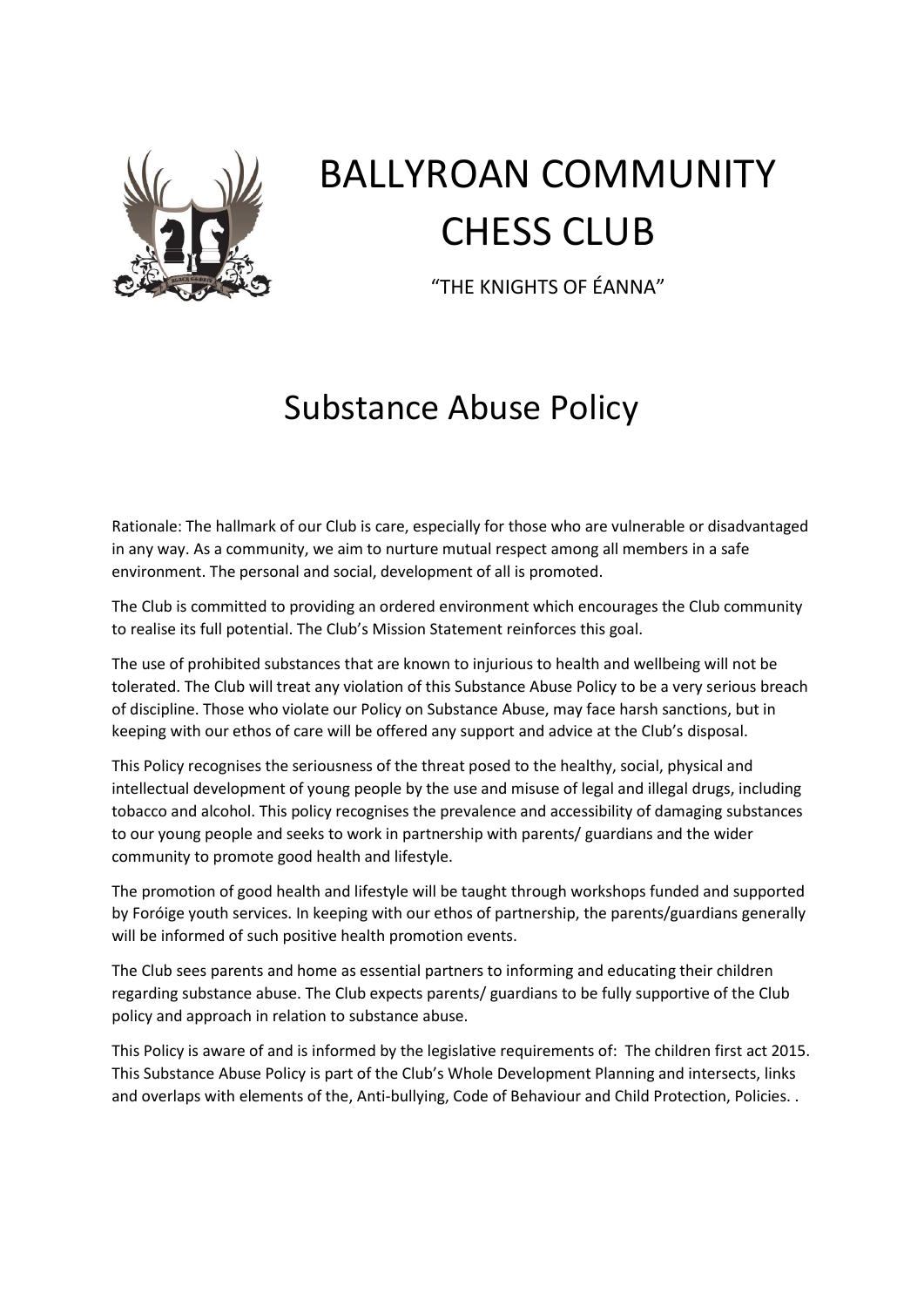# BALLYROAN COMMUNITY CHESS CLUB

"THE KNIGHTS OF ÉANNA"

## Substance Abuse Policy

Rationale: The hallmark of our Club is care, especially for those who are vulnerable or disadvantaged in any way. As a community, we aim to nurture mutual respect among all members in a safe environment. The personal and social, development of all is promoted.

The Club is committed to providing an ordered environment which encourages the Club community to realise its full potential. The Club's Mission Statement reinforces this goal.

The use of prohibited substances that are known to injurious to health and wellbeing will not be tolerated. The Club will treat any violation of this Substance Abuse Policy to be a very serious breach of discipline. Those who violate our Policy on Substance Abuse, may face harsh sanctions, but in keeping with our ethos of care will be offered any support and advice at the Club's disposal.

This Policy recognises the seriousness of the threat posed to the healthy, social, physical and intellectual development of young people by the use and misuse of legal and illegal drugs, including tobacco and alcohol. This policy recognises the prevalence and accessibility of damaging substances to our young people and seeks to work in partnership with parents/ guardians and the wider community to promote good health and lifestyle.

The promotion of good health and lifestyle will be taught through workshops funded and supported by Foróige youth services. In keeping with our ethos of partnership, the parents/guardians generally will be informed of such positive health promotion events.

The Club sees parents and home as essential partners to informing and educating their children regarding substance abuse. The Club expects parents/ guardians to be fully supportive of the Club policy and approach in relation to substance abuse.

This Policy is aware of and is informed by the legislative requirements of: The children first act 2015. This Substance Abuse Policy is part of the Club's Whole Development Planning and intersects, links and overlaps with elements of the, Anti-bullying, Code of Behaviour and Child Protection, Policies. .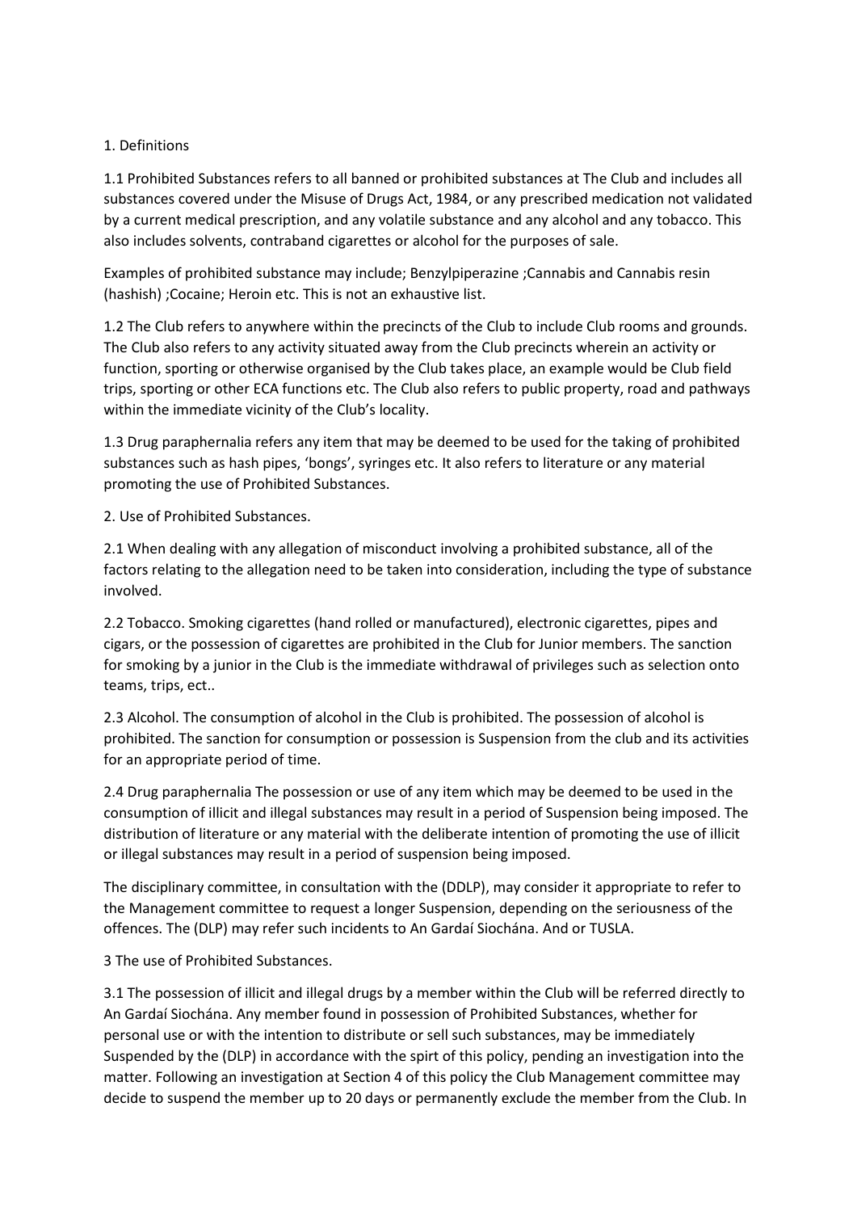1. Definitions

1.1 Prohibited Substances refers to all banned or prohibited substances at The Club and includes all substances covered under the Misuse of Drugs Act, 1984, or any prescribed medication not validated by a current medical prescription, and any volatile substance and any alcohol and any tobacco. This also includes solvents, contraband cigarettes or alcohol for the purposes of sale.

Examples of prohibited substance may include; Benzylpiperazine ;Cannabis and Cannabis resin (hashish) ;Cocaine; Heroin etc. This is not an exhaustive list.

1.2 The Club refers to anywhere within the precincts of the Club to include Club rooms and grounds. The Club also refers to any activity situated away from the Club precincts wherein an activity or function, sporting or otherwise organised by the Club takes place, an example would be Club field trips, sporting or other ECA functions etc. The Club also refers to public property, road and pathways within the immediate vicinity of the Club's locality.

1.3 Drug paraphernalia refers any item that may be deemed to be used for the taking of prohibited substances such as hash pipes, 'bongs', syringes etc. It also refers to literature or any material promoting the use of Prohibited Substances.

2. Use of Prohibited Substances.

2.1 When dealing with any allegation of misconduct involving a prohibited substance, all of the factors relating to the allegation need to be taken into consideration, including the type of substance involved.

2.2 Tobacco. Smoking cigarettes (hand rolled or manufactured), electronic cigarettes, pipes and cigars, or the possession of cigarettes are prohibited in the Club for Junior members. The sanction for smoking by a junior in the Club is the immediate withdrawal of privileges such as selection onto teams, trips, ect..

2.3 Alcohol. The consumption of alcohol in the Club is prohibited. The possession of alcohol is prohibited. The sanction for consumption or possession is Suspension from the club and its activities for an appropriate period of time.

2.4 Drug paraphernalia The possession or use of any item which may be deemed to be used in the consumption of illicit and illegal substances may result in a period of Suspension being imposed. The distribution of literature or any material with the deliberate intention of promoting the use of illicit or illegal substances may result in a period of suspension being imposed.

The disciplinary committee, in consultation with the (DDLP), may consider it appropriate to refer to the Management committee to request a longer Suspension, depending on the seriousness of the offences. The (DLP) may refer such incidents to An Gardaí Siochána. And or TUSLA.

3 The use of Prohibited Substances.

3.1 The possession of illicit and illegal drugs by a member within the Club will be referred directly to An Gardaí Siochána. Any member found in possession of Prohibited Substances, whether for personal use or with the intention to distribute or sell such substances, may be immediately Suspended by the (DLP) in accordance with the spirt of this policy, pending an investigation into the matter. Following an investigation at Section 4 of this policy the Club Management committee may decide to suspend the member up to 20 days or permanently exclude the member from the Club. In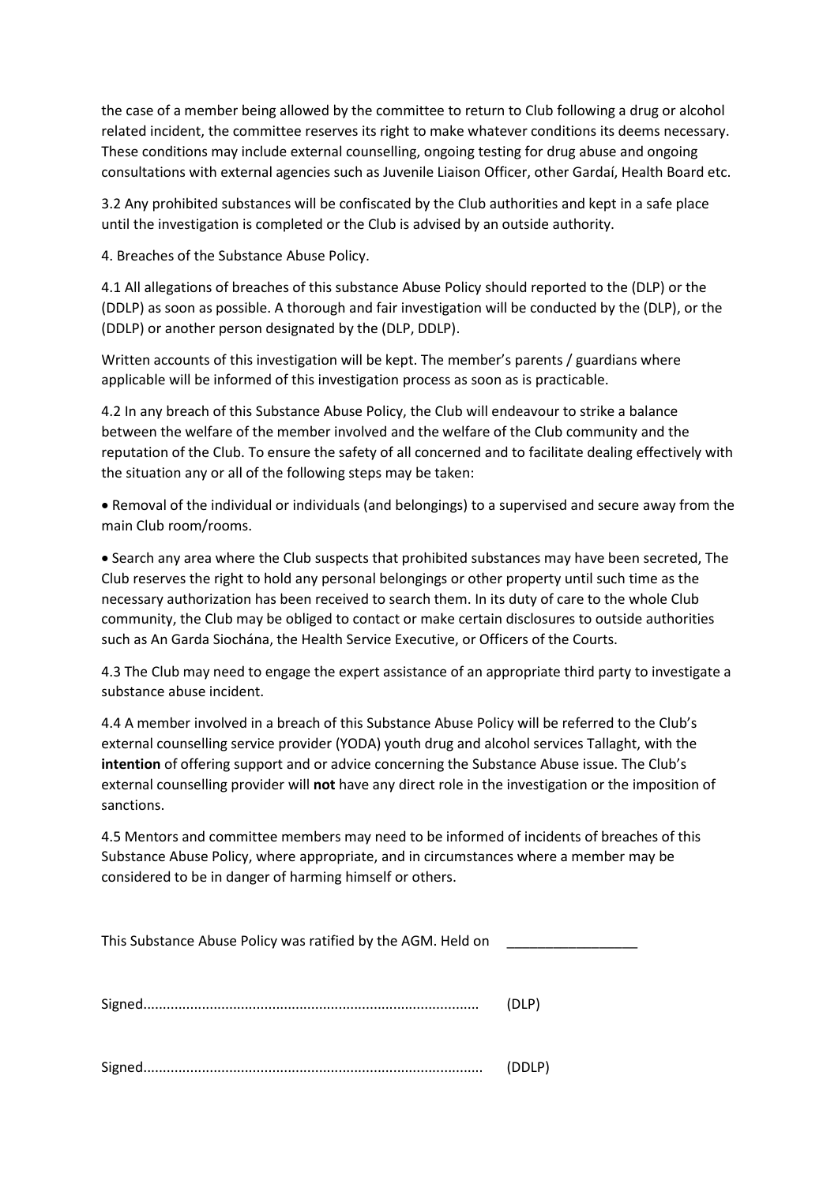the case of a member being allowed by the committee to return to Club following a drug or alcohol related incident, the committee reserves its right to make whatever conditions its deems necessary. These conditions may include external counselling, ongoing testing for drug abuse and ongoing consultations with external agencies such as Juvenile Liaison Officer, other Gardaí, Health Board etc.

3.2 Any prohibited substances will be confiscated by the Club authorities and kept in a safe place until the investigation is completed or the Club is advised by an outside authority.

4. Breaches of the Substance Abuse Policy.

4.1 All allegations of breaches of this substance Abuse Policy should reported to the (DLP) or the (DDLP) as soon as possible. A thorough and fair investigation will be conducted by the (DLP), or the (DDLP) or another person designated by the (DLP, DDLP).

Written accounts of this investigation will be kept. The member's parents / guardians where applicable will be informed of this investigation process as soon as is practicable.

4.2 In any breach of this Substance Abuse Policy, the Club will endeavour to strike a balance between the welfare of the member involved and the welfare of the Club community and the reputation of the Club. To ensure the safety of all concerned and to facilitate dealing effectively with the situation any or all of the following steps may be taken:

- Removal of the individual or individuals (and belongings) to a supervised and secure away from the main Club room/rooms.
- Search any area where the Club suspects that prohibited substances may have been secreted, The Club reserves the right to hold any personal belongings or other property until such time as the necessary authorization has been received to search them. In its duty of care to the whole Club community, the Club may be obliged to contact or make certain disclosures to outside authorities such as An Garda Siochána, the Health Service Executive, or Officers of the Courts.

4.3 The Club may need to engage the expert assistance of an appropriate third party to investigate a substance abuse incident.

4.4 A member involved in a breach of this Substance Abuse Policy will be referred to the Club's external counselling service provider (YODA) youth drug and alcohol services Tallaght, with the **intention** of offering support and or advice concerning the Substance Abuse issue. The Club's external counselling provider will **not** have any direct role in the investigation or the imposition of sanctions.

4.5 Mentors and committee members may need to be informed of incidents of breaches of this Substance Abuse Policy, where appropriate, and in circumstances where a member may be considered to be in danger of harming himself or others.

This Substance Abuse Policy was ratified by the AGM. Held on _________________

Signed..................................................................................... (DLP)

Signed..................................................................................... (DDLP)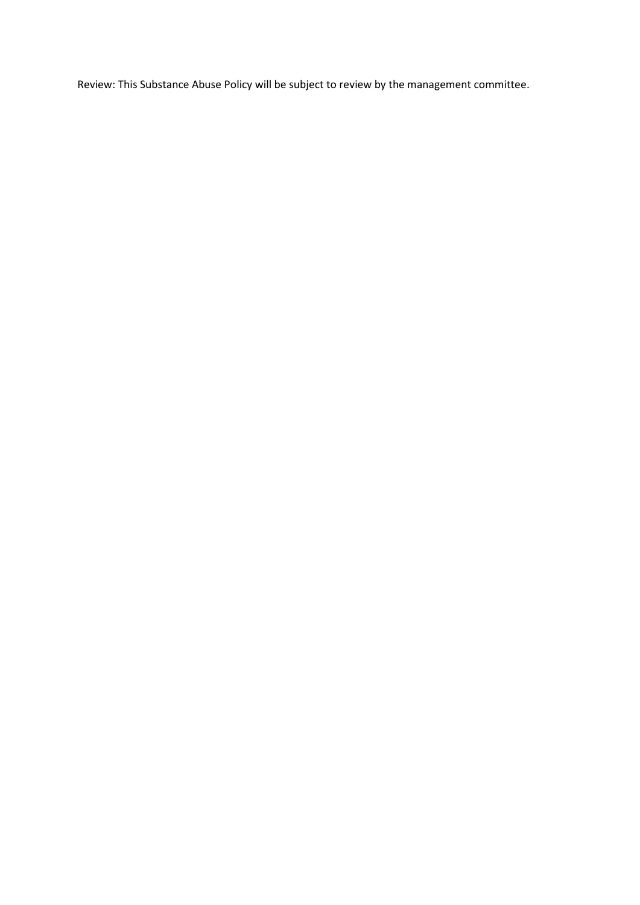Review: This Substance Abuse Policy will be subject to review by the management committee.